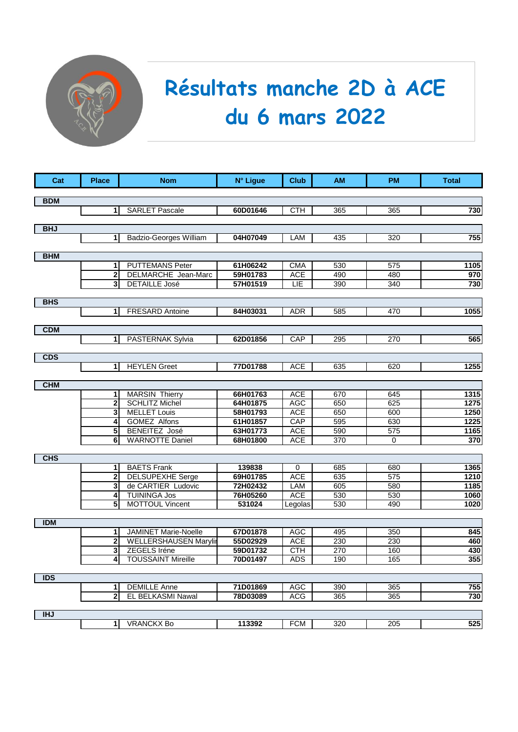# Résultats manche 2D à ACE du 6 mars 2022

| Cat | Place | Nom | N° Ligue | Club | AM | PM | Total |
|---|---|---|---|---|---|---|---|
| **BDM** | | | | | | | |
| | 1 | SARLET Pascale | 60D01646 | CTH | 365 | 365 | 730 |
| **BHJ** | | | | | | | |
| | 1 | Badzio-Georges William | 04H07049 | LAM | 435 | 320 | 755 |
| **BHM** | | | | | | | |
| | 1 | PUTTEMANS Peter | 61H06242 | CMA | 530 | 575 | 1105 |
| | 2 | DELMARCHE Jean-Marc | 59H01783 | ACE | 490 | 480 | 970 |
| | 3 | DETAILLE José | 57H01519 | LIE | 390 | 340 | 730 |
| **BHS** | | | | | | | |
| | 1 | FRESARD Antoine | 84H03031 | ADR | 585 | 470 | 1055 |
| **CDM** | | | | | | | |
| | 1 | PASTERNAK Sylvia | 62D01856 | CAP | 295 | 270 | 565 |
| **CDS** | | | | | | | |
| | 1 | HEYLEN Greet | 77D01788 | ACE | 635 | 620 | 1255 |
| **CHM** | | | | | | | |
| | 1 | MARSIN Thierry | 66H01763 | ACE | 670 | 645 | 1315 |
| | 2 | SCHLITZ Michel | 64H01875 | AGC | 650 | 625 | 1275 |
| | 3 | MELLET Louis | 58H01793 | ACE | 650 | 600 | 1250 |
| | 4 | GOMEZ Alfons | 61H01857 | CAP | 595 | 630 | 1225 |
| | 5 | BENEITEZ José | 63H01773 | ACE | 590 | 575 | 1165 |
| | 6 | WARNOTTE Daniel | 68H01800 | ACE | 370 | 0 | 370 |
| **CHS** | | | | | | | |
| | 1 | BAETS Frank | 139838 | 0 | 685 | 680 | 1365 |
| | 2 | DELSUPEXHE Serge | 69H01785 | ACE | 635 | 575 | 1210 |
| | 3 | de CARTIER Ludovic | 72H02432 | LAM | 605 | 580 | 1185 |
| | 4 | TUININGA Jos | 76H05260 | ACE | 530 | 530 | 1060 |
| | 5 | MOTTOUL Vincent | 531024 | Legolas | 530 | 490 | 1020 |
| **IDM** | | | | | | | |
| | 1 | JAMINET Marie-Noelle | 67D01878 | AGC | 495 | 350 | 845 |
| | 2 | WELLERSHAUSEN Maryli | 55D02929 | ACE | 230 | 230 | 460 |
| | 3 | ZEGELS Iréne | 59D01732 | CTH | 270 | 160 | 430 |
| | 4 | TOUSSAINT Mireille | 70D01497 | ADS | 190 | 165 | 355 |
| **IDS** | | | | | | | |
| | 1 | DEMILLE Anne | 71D01869 | AGC | 390 | 365 | 755 |
| | 2 | EL BELKASMI Nawal | 78D03089 | ACG | 365 | 365 | 730 |
| **IHJ** | | | | | | | |
| | 1 | VRANCKX Bo | 113392 | FCM | 320 | 205 | 525 |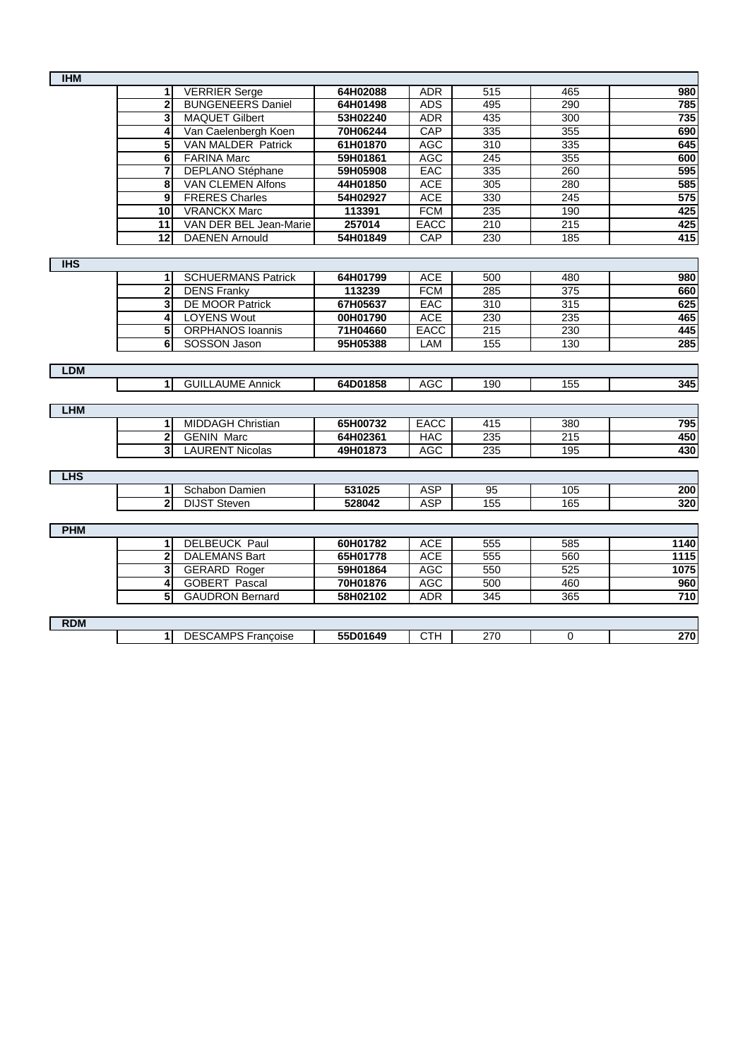## IHM

| | | | | | | |
|---|---|---|---|---|---|---|
| 1 | VERRIER Serge | 64H02088 | ADR | 515 | 465 | 980 |
| 2 | BUNGENEERS Daniel | 64H01498 | ADS | 495 | 290 | 785 |
| 3 | MAQUET Gilbert | 53H02240 | ADR | 435 | 300 | 735 |
| 4 | Van Caelenbergh Koen | 70H06244 | CAP | 335 | 355 | 690 |
| 5 | VAN MALDER Patrick | 61H01870 | AGC | 310 | 335 | 645 |
| 6 | FARINA Marc | 59H01861 | AGC | 245 | 355 | 600 |
| 7 | DEPLANO Stéphane | 59H05908 | EAC | 335 | 260 | 595 |
| 8 | VAN CLEMEN Alfons | 44H01850 | ACE | 305 | 280 | 585 |
| 9 | FRERES Charles | 54H02927 | ACE | 330 | 245 | 575 |
| 10 | VRANCKX Marc | 113391 | FCM | 235 | 190 | 425 |
| 11 | VAN DER BEL Jean-Marie | 257014 | EACC | 210 | 215 | 425 |
| 12 | DAENEN Arnould | 54H01849 | CAP | 230 | 185 | 415 |

## IHS

| | | | | | | |
|---|---|---|---|---|---|---|
| 1 | SCHUERMANS Patrick | 64H01799 | ACE | 500 | 480 | 980 |
| 2 | DENS Franky | 113239 | FCM | 285 | 375 | 660 |
| 3 | DE MOOR Patrick | 67H05637 | EAC | 310 | 315 | 625 |
| 4 | LOYENS Wout | 00H01790 | ACE | 230 | 235 | 465 |
| 5 | ORPHANOS Ioannis | 71H04660 | EACC | 215 | 230 | 445 |
| 6 | SOSSON Jason | 95H05388 | LAM | 155 | 130 | 285 |

## LDM

| | | | | | | |
|---|---|---|---|---|---|---|
| 1 | GUILLAUME Annick | 64D01858 | AGC | 190 | 155 | 345 |

## LHM

| | | | | | | |
|---|---|---|---|---|---|---|
| 1 | MIDDAGH Christian | 65H00732 | EACC | 415 | 380 | 795 |
| 2 | GENIN Marc | 64H02361 | HAC | 235 | 215 | 450 |
| 3 | LAURENT Nicolas | 49H01873 | AGC | 235 | 195 | 430 |

## LHS

| | | | | | | |
|---|---|---|---|---|---|---|
| 1 | Schabon Damien | 531025 | ASP | 95 | 105 | 200 |
| 2 | DIJST Steven | 528042 | ASP | 155 | 165 | 320 |

## PHM

| | | | | | | |
|---|---|---|---|---|---|---|
| 1 | DELBEUCK Paul | 60H01782 | ACE | 555 | 585 | 1140 |
| 2 | DALEMANS Bart | 65H01778 | ACE | 555 | 560 | 1115 |
| 3 | GERARD Roger | 59H01864 | AGC | 550 | 525 | 1075 |
| 4 | GOBERT Pascal | 70H01876 | AGC | 500 | 460 | 960 |
| 5 | GAUDRON Bernard | 58H02102 | ADR | 345 | 365 | 710 |

## RDM

| | | | | | | |
|---|---|---|---|---|---|---|
| 1 | DESCAMPS Françoise | 55D01649 | CTH | 270 | 0 | 270 |